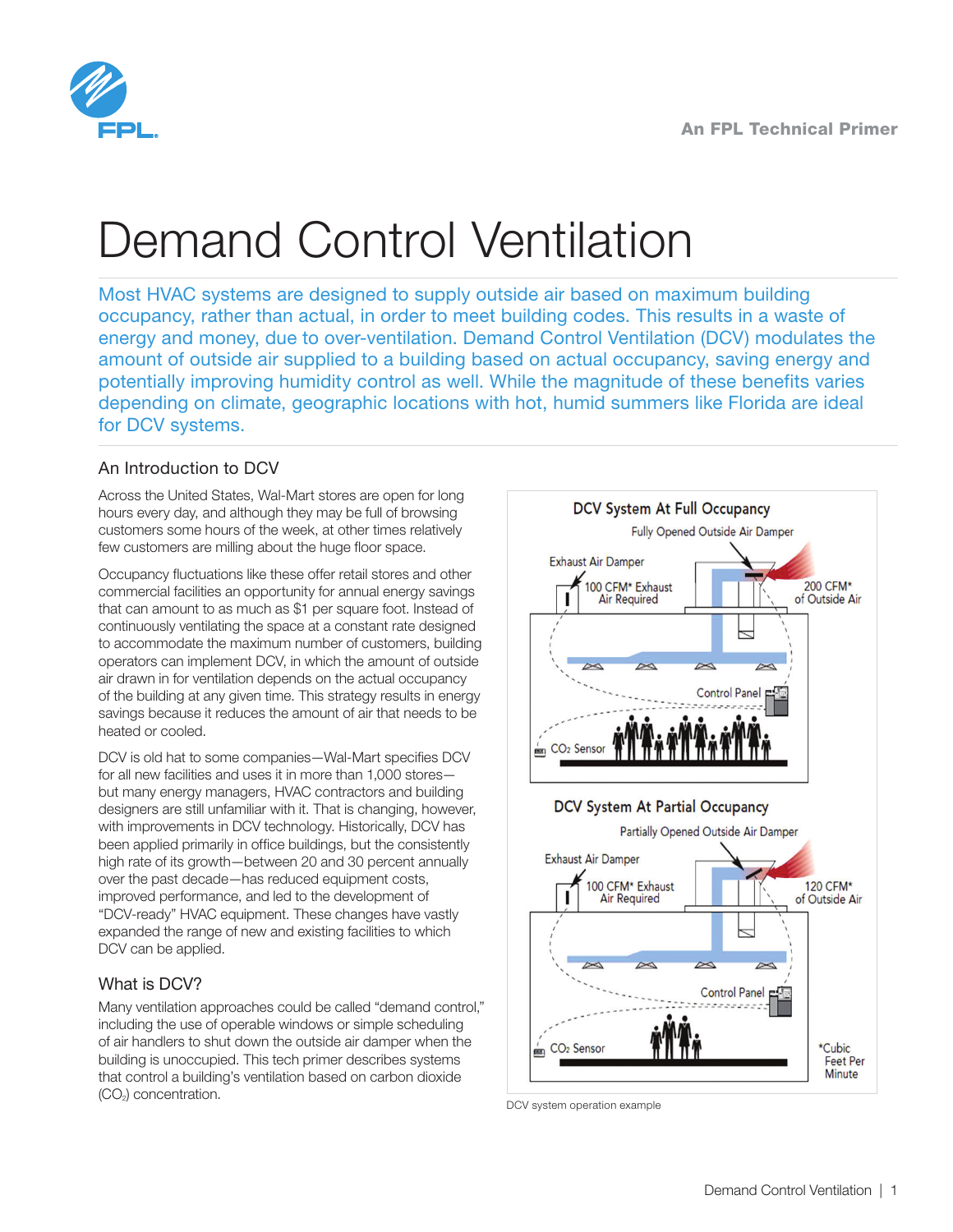# Demand Control Ventilation

Most HVAC systems are designed to supply outside air based on maximum building occupancy, rather than actual, in order to meet building codes. This results in a waste of energy and money, due to over-ventilation. Demand Control Ventilation (DCV) modulates the amount of outside air supplied to a building based on actual occupancy, saving energy and potentially improving humidity control as well. While the magnitude of these benefits varies depending on climate, geographic locations with hot, humid summers like Florida are ideal for DCV systems.

## An Introduction to DCV

Across the United States, Wal-Mart stores are open for long hours every day, and although they may be full of browsing customers some hours of the week, at other times relatively few customers are milling about the huge floor space.

Occupancy fluctuations like these offer retail stores and other commercial facilities an opportunity for annual energy savings that can amount to as much as $1 per square foot. Instead of continuously ventilating the space at a constant rate designed to accommodate the maximum number of customers, building operators can implement DCV, in which the amount of outside air drawn in for ventilation depends on the actual occupancy of the building at any given time. This strategy results in energy savings because it reduces the amount of air that needs to be heated or cooled.

DCV is old hat to some companies—Wal-Mart specifies DCV for all new facilities and uses it in more than 1,000 stores—but many energy managers, HVAC contractors and building designers are still unfamiliar with it. That is changing, however, with improvements in DCV technology. Historically, DCV has been applied primarily in office buildings, but the consistently high rate of its growth—between 20 and 30 percent annually over the past decade—has reduced equipment costs, improved performance, and led to the development of "DCV-ready" HVAC equipment. These changes have vastly expanded the range of new and existing facilities to which DCV can be applied.

## What is DCV?

Many ventilation approaches could be called "demand control," including the use of operable windows or simple scheduling of air handlers to shut down the outside air damper when the building is unoccupied. This tech primer describes systems that control a building's ventilation based on carbon dioxide ($CO_2$) concentration.

DCV System At Full Occupancy

Fully Opened Outside Air Damper

Exhaust Air Damper

100 CFM* Exhaust Air Required

200 CFM* of Outside Air

Control Panel

$CO_2$ Sensor

DCV System At Partial Occupancy

Partially Opened Outside Air Damper

Exhaust Air Damper

100 CFM* Exhaust Air Required

120 CFM* of Outside Air

Control Panel

$CO_2$ Sensor

*Cubic Feet Per Minute

DCV system operation example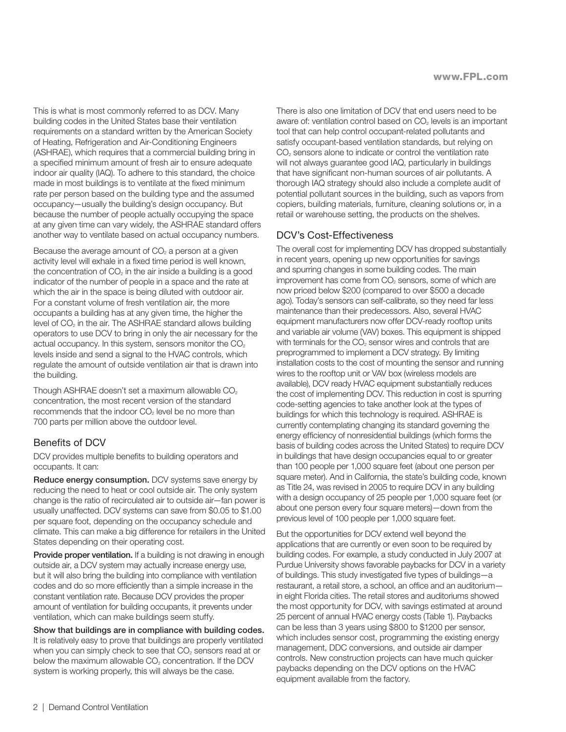This is what is most commonly referred to as DCV. Many building codes in the United States base their ventilation requirements on a standard written by the American Society of Heating, Refrigeration and Air-Conditioning Engineers (ASHRAE), which requires that a commercial building bring in a specified minimum amount of fresh air to ensure adequate indoor air quality (IAQ). To adhere to this standard, the choice made in most buildings is to ventilate at the fixed minimum rate per person based on the building type and the assumed occupancy—usually the building's design occupancy. But because the number of people actually occupying the space at any given time can vary widely, the ASHRAE standard offers another way to ventilate based on actual occupancy numbers.

Because the average amount of $CO_2$ a person at a given activity level will exhale in a fixed time period is well known, the concentration of $CO_2$ in the air inside a building is a good indicator of the number of people in a space and the rate at which the air in the space is being diluted with outdoor air. For a constant volume of fresh ventilation air, the more occupants a building has at any given time, the higher the level of $CO_2$ in the air. The ASHRAE standard allows building operators to use DCV to bring in only the air necessary for the actual occupancy. In this system, sensors monitor the $CO_2$ levels inside and send a signal to the HVAC controls, which regulate the amount of outside ventilation air that is drawn into the building.

Though ASHRAE doesn't set a maximum allowable $CO_2$ concentration, the most recent version of the standard recommends that the indoor $CO_2$ level be no more than 700 parts per million above the outdoor level.

## Benefits of DCV

DCV provides multiple benefits to building operators and occupants. It can:

**Reduce energy consumption.** DCV systems save energy by reducing the need to heat or cool outside air. The only system change is the ratio of recirculated air to outside air—fan power is usually unaffected. DCV systems can save from $0.05 to $1.00 per square foot, depending on the occupancy schedule and climate. This can make a big difference for retailers in the United States depending on their operating cost.

**Provide proper ventilation.** If a building is not drawing in enough outside air, a DCV system may actually increase energy use, but it will also bring the building into compliance with ventilation codes and do so more efficiently than a simple increase in the constant ventilation rate. Because DCV provides the proper amount of ventilation for building occupants, it prevents under ventilation, which can make buildings seem stuffy.

**Show that buildings are in compliance with building codes.** It is relatively easy to prove that buildings are properly ventilated when you can simply check to see that $CO_2$ sensors read at or below the maximum allowable $CO_2$ concentration. If the DCV system is working properly, this will always be the case.

There is also one limitation of DCV that end users need to be aware of: ventilation control based on $CO_2$ levels is an important tool that can help control occupant-related pollutants and satisfy occupant-based ventilation standards, but relying on $CO_2$ sensors alone to indicate or control the ventilation rate will not always guarantee good IAQ, particularly in buildings that have significant non-human sources of air pollutants. A thorough IAQ strategy should also include a complete audit of potential pollutant sources in the building, such as vapors from copiers, building materials, furniture, cleaning solutions or, in a retail or warehouse setting, the products on the shelves.

## DCV's Cost-Effectiveness

The overall cost for implementing DCV has dropped substantially in recent years, opening up new opportunities for savings and spurring changes in some building codes. The main improvement has come from $CO_2$ sensors, some of which are now priced below $200 (compared to over $500 a decade ago). Today's sensors can self-calibrate, so they need far less maintenance than their predecessors. Also, several HVAC equipment manufacturers now offer DCV-ready rooftop units and variable air volume (VAV) boxes. This equipment is shipped with terminals for the $CO_2$ sensor wires and controls that are preprogrammed to implement a DCV strategy. By limiting installation costs to the cost of mounting the sensor and running wires to the rooftop unit or VAV box (wireless models are available), DCV ready HVAC equipment substantially reduces the cost of implementing DCV. This reduction in cost is spurring code-setting agencies to take another look at the types of buildings for which this technology is required. ASHRAE is currently contemplating changing its standard governing the energy efficiency of nonresidential buildings (which forms the basis of building codes across the United States) to require DCV in buildings that have design occupancies equal to or greater than 100 people per 1,000 square feet (about one person per square meter). And in California, the state's building code, known as Title 24, was revised in 2005 to require DCV in any building with a design occupancy of 25 people per 1,000 square feet (or about one person every four square meters)—down from the previous level of 100 people per 1,000 square feet.

But the opportunities for DCV extend well beyond the applications that are currently or even soon to be required by building codes. For example, a study conducted in July 2007 at Purdue University shows favorable paybacks for DCV in a variety of buildings. This study investigated five types of buildings—a restaurant, a retail store, a school, an office and an auditorium—in eight Florida cities. The retail stores and auditoriums showed the most opportunity for DCV, with savings estimated at around 25 percent of annual HVAC energy costs (Table 1). Paybacks can be less than 3 years using $800 to $1200 per sensor, which includes sensor cost, programming the existing energy management, DDC conversions, and outside air damper controls. New construction projects can have much quicker paybacks depending on the DCV options on the HVAC equipment available from the factory.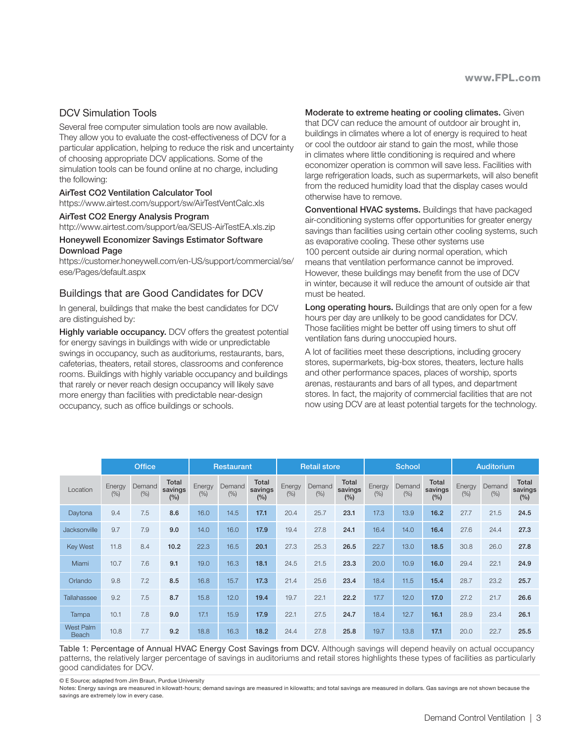## DCV Simulation Tools

Several free computer simulation tools are now available. They allow you to evaluate the cost-effectiveness of DCV for a particular application, helping to reduce the risk and uncertainty of choosing appropriate DCV applications. Some of the simulation tools can be found online at no charge, including the following:

**AirTest CO2 Ventilation Calculator Tool**
https://www.airtest.com/support/sw/AirTestVentCalc.xls

**AirTest CO2 Energy Analysis Program**
http://www.airtest.com/support/ea/SEUS-AirTestEA.xls.zip

**Honeywell Economizer Savings Estimator Software Download Page**
https://customer.honeywell.com/en-US/support/commercial/se/ese/Pages/default.aspx

## Buildings that are Good Candidates for DCV

In general, buildings that make the best candidates for DCV are distinguished by:

**Highly variable occupancy.** DCV offers the greatest potential for energy savings in buildings with wide or unpredictable swings in occupancy, such as auditoriums, restaurants, bars, cafeterias, theaters, retail stores, classrooms and conference rooms. Buildings with highly variable occupancy and buildings that rarely or never reach design occupancy will likely save more energy than facilities with predictable near-design occupancy, such as office buildings or schools.

**Moderate to extreme heating or cooling climates.** Given that DCV can reduce the amount of outdoor air brought in, buildings in climates where a lot of energy is required to heat or cool the outdoor air stand to gain the most, while those in climates where little conditioning is required and where economizer operation is common will save less. Facilities with large refrigeration loads, such as supermarkets, will also benefit from the reduced humidity load that the display cases would otherwise have to remove.

**Conventional HVAC systems.** Buildings that have packaged air-conditioning systems offer opportunities for greater energy savings than facilities using certain other cooling systems, such as evaporative cooling. These other systems use 100 percent outside air during normal operation, which means that ventilation performance cannot be improved. However, these buildings may benefit from the use of DCV in winter, because it will reduce the amount of outside air that must be heated.

**Long operating hours.** Buildings that are only open for a few hours per day are unlikely to be good candidates for DCV. Those facilities might be better off using timers to shut off ventilation fans during unoccupied hours.

A lot of facilities meet these descriptions, including grocery stores, supermarkets, big-box stores, theaters, lecture halls and other performance spaces, places of worship, sports arenas, restaurants and bars of all types, and department stores. In fact, the majority of commercial facilities that are not now using DCV are at least potential targets for the technology.

| | Office | | | Restaurant | | | Retail store | | | School | | | Auditorium | | |
|---|---|---|---|---|---|---|---|---|---|---|---|---|---|---|---|
| Location | Energy (%) | Demand (%) | Total savings (%) | Energy (%) | Demand (%) | Total savings (%) | Energy (%) | Demand (%) | Total savings (%) | Energy (%) | Demand (%) | Total savings (%) | Energy (%) | Demand (%) | Total savings (%) |
| Daytona | 9.4 | 7.5 | **8.6** | 16.0 | 14.5 | **17.1** | 20.4 | 25.7 | **23.1** | 17.3 | 13.9 | **16.2** | 27.7 | 21.5 | **24.5** |
| Jacksonville | 9.7 | 7.9 | **9.0** | 14.0 | 16.0 | **17.9** | 19.4 | 27.8 | **24.1** | 16.4 | 14.0 | **16.4** | 27.6 | 24.4 | **27.3** |
| Key West | 11.8 | 8.4 | **10.2** | 22.3 | 16.5 | **20.1** | 27.3 | 25.3 | **26.5** | 22.7 | 13.0 | **18.5** | 30.8 | 26.0 | **27.8** |
| Miami | 10.7 | 7.6 | **9.1** | 19.0 | 16.3 | **18.1** | 24.5 | 21.5 | **23.3** | 20.0 | 10.9 | **16.0** | 29.4 | 22.1 | **24.9** |
| Orlando | 9.8 | 7.2 | **8.5** | 16.8 | 15.7 | **17.3** | 21.4 | 25.6 | **23.4** | 18.4 | 11.5 | **15.4** | 28.7 | 23.2 | **25.7** |
| Tallahassee | 9.2 | 7.5 | **8.7** | 15.8 | 12.0 | **19.4** | 19.7 | 22.1 | **22.2** | 17.7 | 12.0 | **17.0** | 27.2 | 21.7 | **26.6** |
| Tampa | 10.1 | 7.8 | **9.0** | 17.1 | 15.9 | **17.9** | 22.1 | 27.5 | **24.7** | 18.4 | 12.7 | **16.1** | 28.9 | 23.4 | **26.1** |
| West Palm Beach | 10.8 | 7.7 | **9.2** | 18.8 | 16.3 | **18.2** | 24.4 | 27.8 | **25.8** | 19.7 | 13.8 | **17.1** | 20.0 | 22.7 | **25.5** |

Table 1: Percentage of Annual HVAC Energy Cost Savings from DCV. Although savings will depend heavily on actual occupancy patterns, the relatively larger percentage of savings in auditoriums and retail stores highlights these types of facilities as particularly good candidates for DCV.

© E Source; adapted from Jim Braun, Purdue University

Notes: Energy savings are measured in kilowatt-hours; demand savings are measured in kilowatts; and total savings are measured in dollars. Gas savings are not shown because the savings are extremely low in every case.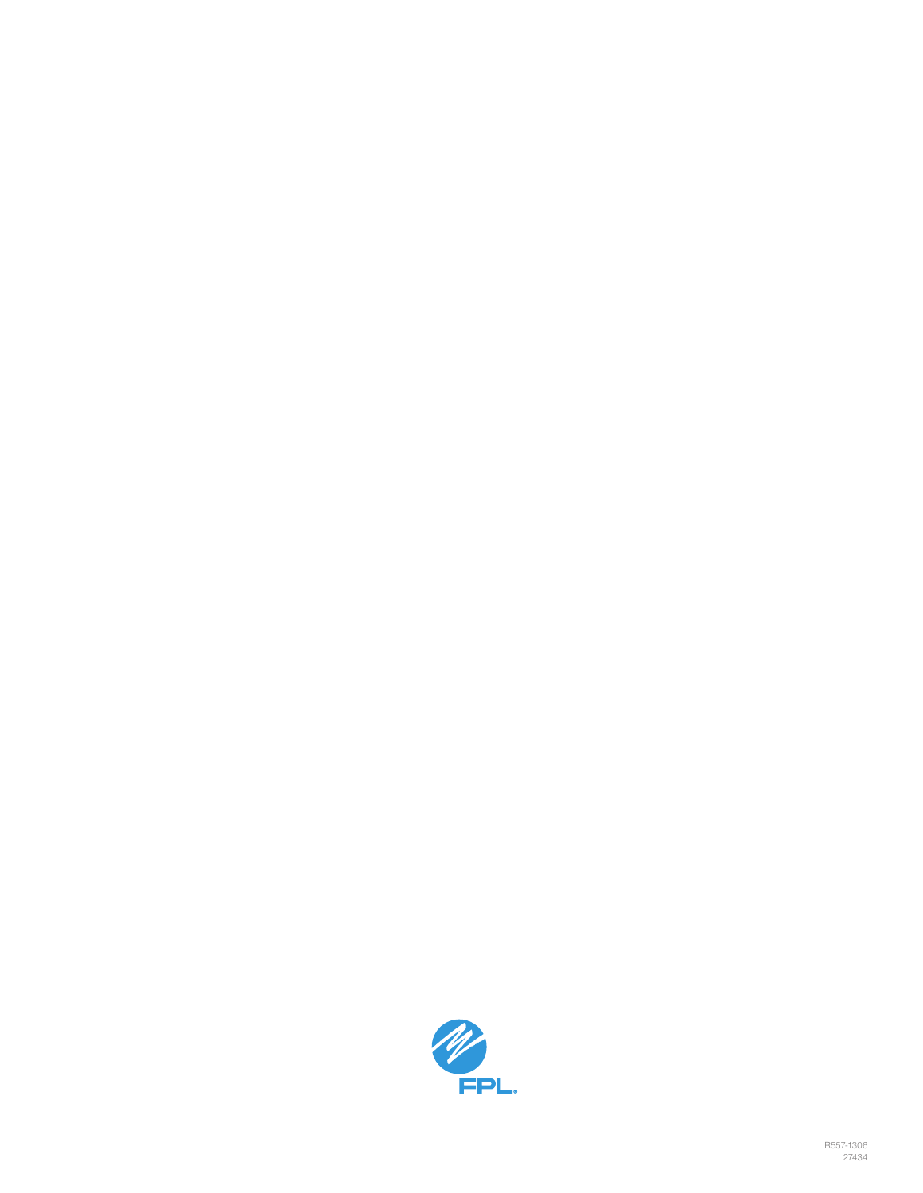FPL.

R557-1306
27434